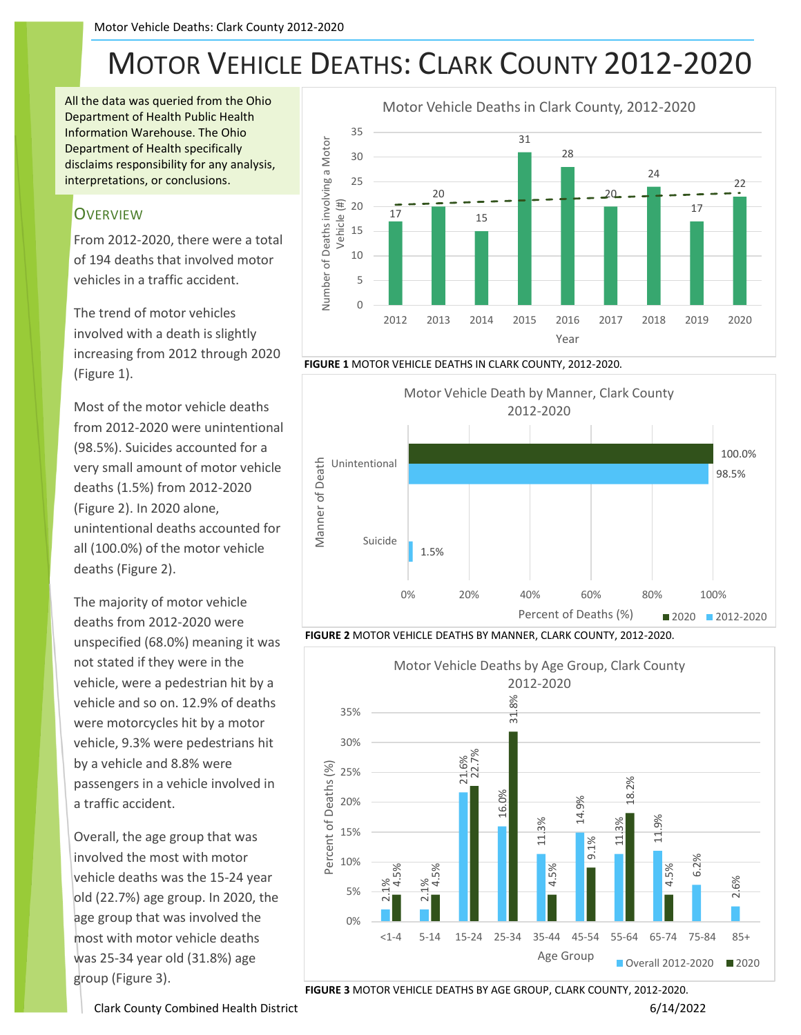# Motor Vehicle Deaths: Clark County 2012-2020

All the data was queried from the Ohio Department of Health Public Health Information Warehouse. The Ohio Department of Health specifically disclaims responsibility for any analysis, interpretations, or conclusions.

## Overview

From 2012-2020, there were a total of 194 deaths that involved motor vehicles in a traffic accident.

The trend of motor vehicles involved with a death is slightly increasing from 2012 through 2020 (Figure 1).

Most of the motor vehicle deaths from 2012-2020 were unintentional (98.5%). Suicides accounted for a very small amount of motor vehicle deaths (1.5%) from 2012-2020 (Figure 2). In 2020 alone, unintentional deaths accounted for all (100.0%) of the motor vehicle deaths (Figure 2).

The majority of motor vehicle deaths from 2012-2020 were unspecified (68.0%) meaning it was not stated if they were in the vehicle, were a pedestrian hit by a vehicle and so on. 12.9% of deaths were motorcycles hit by a motor vehicle, 9.3% were pedestrians hit by a vehicle and 8.8% were passengers in a vehicle involved in a traffic accident.

Overall, the age group that was involved the most with motor vehicle deaths was the 15-24 year old (22.7%) age group. In 2020, the age group that was involved the most with motor vehicle deaths was 25-34 year old (31.8%) age group (Figure 3).

Motor Vehicle Deaths in Clark County, 2012-2020

| Year | Number of Deaths involving a Motor Vehicle (#) |
|---|---|
| 2012 | 17 |
| 2013 | 20 |
| 2014 | 15 |
| 2015 | 31 |
| 2016 | 28 |
| 2017 | 20 |
| 2018 | 24 |
| 2019 | 17 |
| 2020 | 22 |

**FIGURE 1** MOTOR VEHICLE DEATHS IN CLARK COUNTY, 2012-2020.

Motor Vehicle Death by Manner, Clark County 2012-2020

| Manner of Death | 2020 | 2012-2020 |
|---|---|---|
| Unintentional | 100.0% | 98.5% |
| Suicide | | 1.5% |

**FIGURE 2** MOTOR VEHICLE DEATHS BY MANNER, CLARK COUNTY, 2012-2020.

Motor Vehicle Deaths by Age Group, Clark County 2012-2020

| Age Group | Overall 2012-2020 | 2020 |
|---|---|---|
| <1-4 | 2.1% | 4.5% |
| 5-14 | 2.1% | 4.5% |
| 15-24 | 21.6% | 22.7% |
| 25-34 | 16.0% | 31.8% |
| 35-44 | 11.3% | 4.5% |
| 45-54 | 14.9% | 9.1% |
| 55-64 | 11.3% | 18.2% |
| 65-74 | 11.9% | 4.5% |
| 75-84 | 6.2% | |
| 85+ | 2.6% | |

**FIGURE 3** MOTOR VEHICLE DEATHS BY AGE GROUP, CLARK COUNTY, 2012-2020.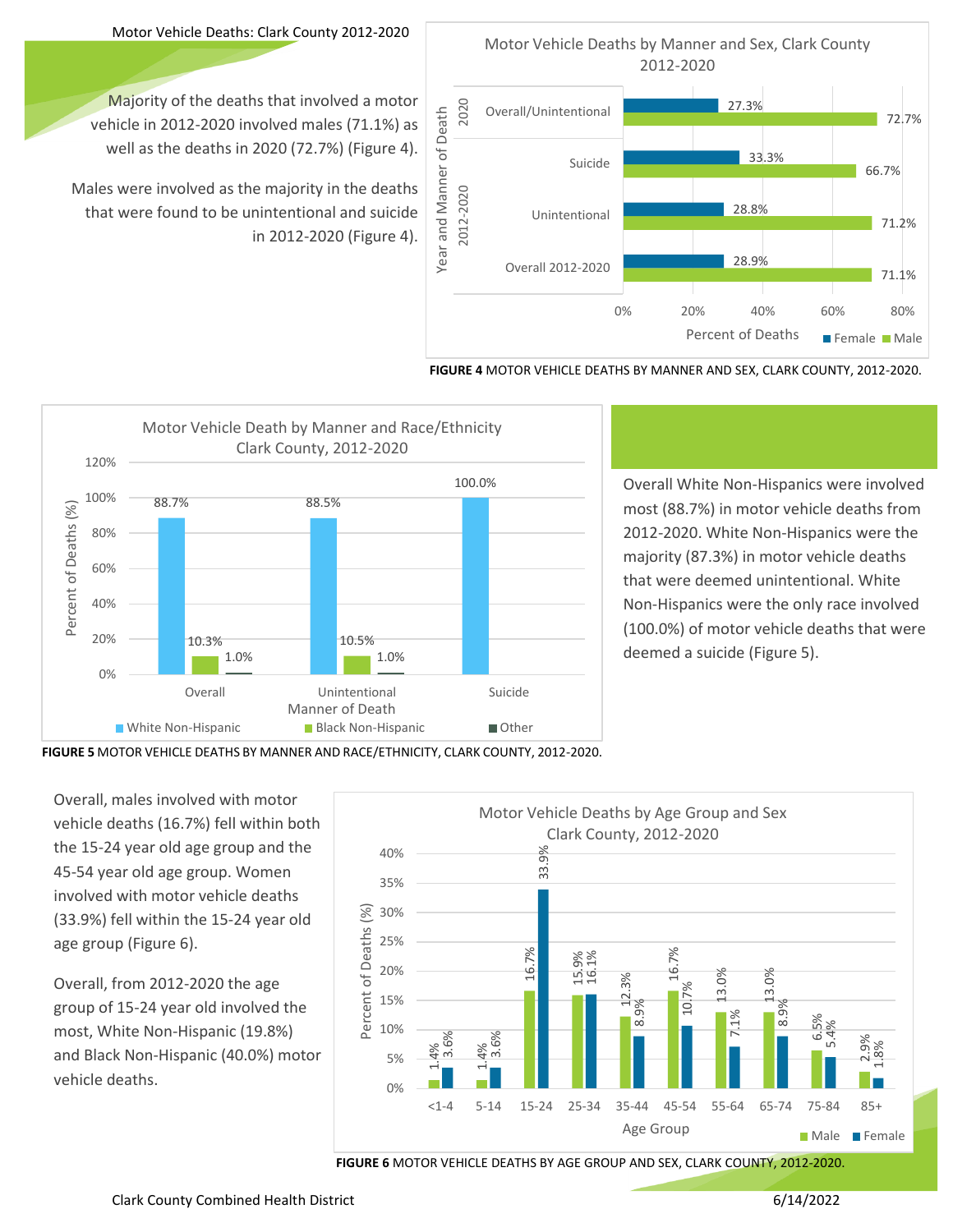Motor Vehicle Deaths: Clark County 2012-2020

Majority of the deaths that involved a motor vehicle in 2012-2020 involved males (71.1%) as well as the deaths in 2020 (72.7%) (Figure 4).

Males were involved as the majority in the deaths that were found to be unintentional and suicide in 2012-2020 (Figure 4).

Motor Vehicle Deaths by Manner and Sex, Clark County 2012-2020

Year and Manner of Death

2020
Overall/Unintentional
27.3%
72.7%

2012-2020
Suicide
33.3%
66.7%

Unintentional
28.8%
71.2%

Overall 2012-2020
28.9%
71.1%

0% 20% 40% 60% 80%

Percent of Deaths

Female Male

**FIGURE 4** MOTOR VEHICLE DEATHS BY MANNER AND SEX, CLARK COUNTY, 2012-2020.

Motor Vehicle Death by Manner and Race/Ethnicity Clark County, 2012-2020

Percent of Deaths (%)

120% 100% 80% 60% 40% 20% 0%

Overall
88.7%
10.3%
1.0%

Unintentional
88.5%
10.5%
1.0%

Suicide
100.0%

Manner of Death

White Non-Hispanic Black Non-Hispanic Other

**FIGURE 5** MOTOR VEHICLE DEATHS BY MANNER AND RACE/ETHNICITY, CLARK COUNTY, 2012-2020.

Overall White Non-Hispanics were involved most (88.7%) in motor vehicle deaths from 2012-2020. White Non-Hispanics were the majority (87.3%) in motor vehicle deaths that were deemed unintentional. White Non-Hispanics were the only race involved (100.0%) of motor vehicle deaths that were deemed a suicide (Figure 5).

Overall, males involved with motor vehicle deaths (16.7%) fell within both the 15-24 year old age group and the 45-54 year old age group. Women involved with motor vehicle deaths (33.9%) fell within the 15-24 year old age group (Figure 6).

Overall, from 2012-2020 the age group of 15-24 year old involved the most, White Non-Hispanic (19.8%) and Black Non-Hispanic (40.0%) motor vehicle deaths.

Motor Vehicle Deaths by Age Group and Sex Clark County, 2012-2020

Percent of Deaths (%)

40% 35% 30% 25% 20% 15% 10% 5% 0%

<1-4: 1.4% 3.6%
5-14: 1.4% 3.6%
15-24: 16.7% 33.9%
25-34: 15.9% 16.1%
35-44: 12.3% 8.9%
45-54: 16.7% 10.7%
55-64: 13.0% 7.1%
65-74: 13.0% 8.9%
75-84: 6.5% 5.4%
85+: 2.9% 1.8%

Age Group

Male Female

**FIGURE 6** MOTOR VEHICLE DEATHS BY AGE GROUP AND SEX, CLARK COUNTY, 2012-2020.

Clark County Combined Health District 6/14/2022